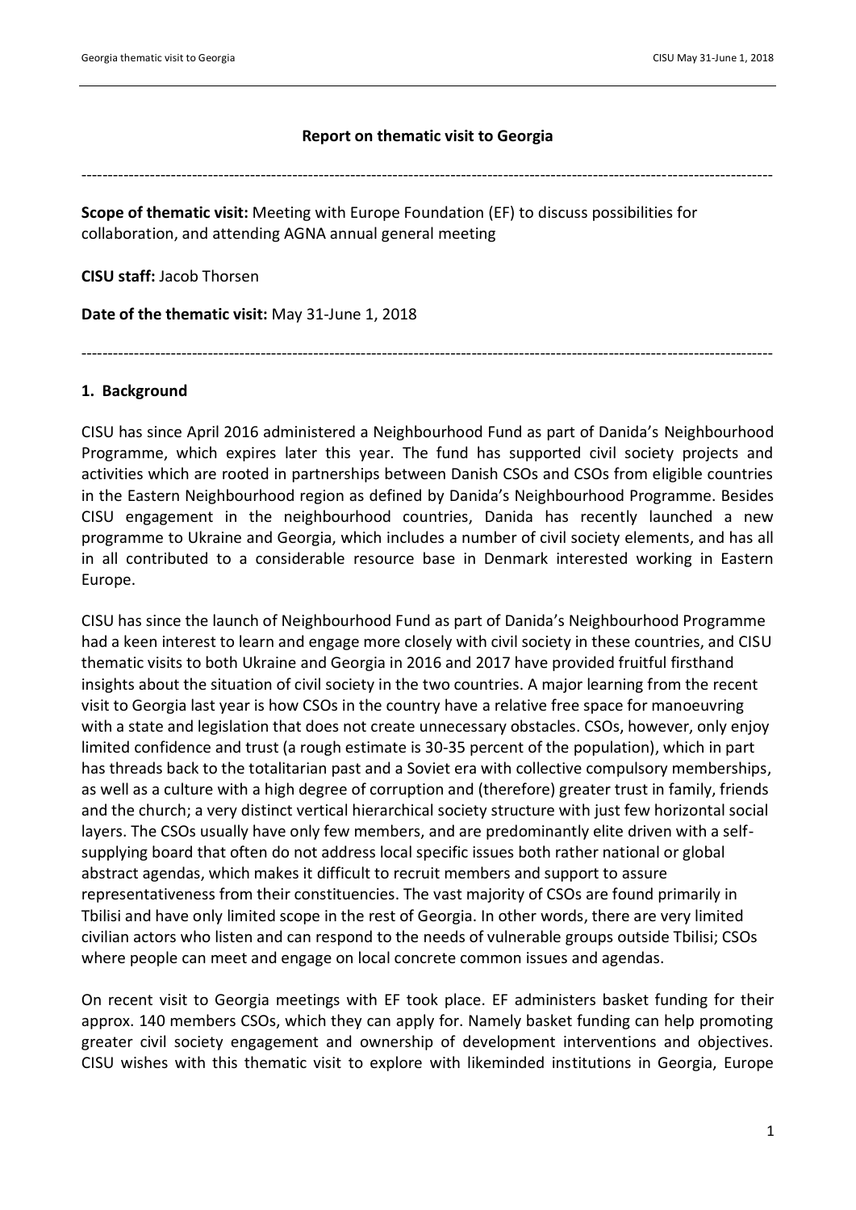**Report on thematic visit to Georgia**

---

**Scope of thematic visit:** Meeting with Europe Foundation (EF) to discuss possibilities for collaboration, and attending AGNA annual general meeting

**CISU staff:** Jacob Thorsen

**Date of the thematic visit:** May 31-June 1, 2018

---

## 1. Background

CISU has since April 2016 administered a Neighbourhood Fund as part of Danida's Neighbourhood Programme, which expires later this year. The fund has supported civil society projects and activities which are rooted in partnerships between Danish CSOs and CSOs from eligible countries in the Eastern Neighbourhood region as defined by Danida's Neighbourhood Programme. Besides CISU engagement in the neighbourhood countries, Danida has recently launched a new programme to Ukraine and Georgia, which includes a number of civil society elements, and has all in all contributed to a considerable resource base in Denmark interested working in Eastern Europe.

CISU has since the launch of Neighbourhood Fund as part of Danida's Neighbourhood Programme had a keen interest to learn and engage more closely with civil society in these countries, and CISU thematic visits to both Ukraine and Georgia in 2016 and 2017 have provided fruitful firsthand insights about the situation of civil society in the two countries. A major learning from the recent visit to Georgia last year is how CSOs in the country have a relative free space for manoeuvring with a state and legislation that does not create unnecessary obstacles. CSOs, however, only enjoy limited confidence and trust (a rough estimate is 30-35 percent of the population), which in part has threads back to the totalitarian past and a Soviet era with collective compulsory memberships, as well as a culture with a high degree of corruption and (therefore) greater trust in family, friends and the church; a very distinct vertical hierarchical society structure with just few horizontal social layers. The CSOs usually have only few members, and are predominantly elite driven with a self-supplying board that often do not address local specific issues both rather national or global abstract agendas, which makes it difficult to recruit members and support to assure representativeness from their constituencies. The vast majority of CSOs are found primarily in Tbilisi and have only limited scope in the rest of Georgia. In other words, there are very limited civilian actors who listen and can respond to the needs of vulnerable groups outside Tbilisi; CSOs where people can meet and engage on local concrete common issues and agendas.

On recent visit to Georgia meetings with EF took place. EF administers basket funding for their approx. 140 members CSOs, which they can apply for. Namely basket funding can help promoting greater civil society engagement and ownership of development interventions and objectives. CISU wishes with this thematic visit to explore with likeminded institutions in Georgia, Europe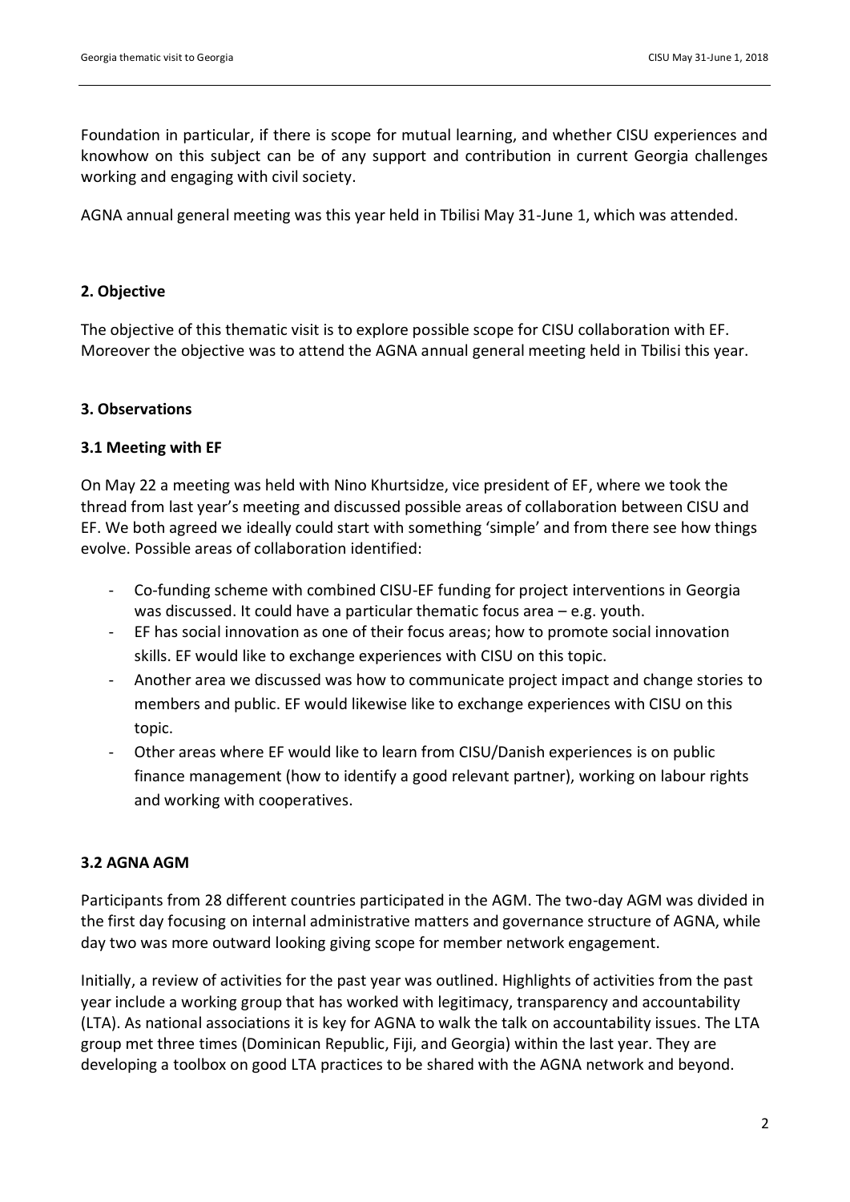Foundation in particular, if there is scope for mutual learning, and whether CISU experiences and knowhow on this subject can be of any support and contribution in current Georgia challenges working and engaging with civil society.

AGNA annual general meeting was this year held in Tbilisi May 31-June 1, which was attended.

## 2. Objective

The objective of this thematic visit is to explore possible scope for CISU collaboration with EF. Moreover the objective was to attend the AGNA annual general meeting held in Tbilisi this year.

## 3. Observations

### 3.1 Meeting with EF

On May 22 a meeting was held with Nino Khurtsidze, vice president of EF, where we took the thread from last year's meeting and discussed possible areas of collaboration between CISU and EF. We both agreed we ideally could start with something 'simple' and from there see how things evolve. Possible areas of collaboration identified:

- Co-funding scheme with combined CISU-EF funding for project interventions in Georgia was discussed. It could have a particular thematic focus area – e.g. youth.
- EF has social innovation as one of their focus areas; how to promote social innovation skills. EF would like to exchange experiences with CISU on this topic.
- Another area we discussed was how to communicate project impact and change stories to members and public. EF would likewise like to exchange experiences with CISU on this topic.
- Other areas where EF would like to learn from CISU/Danish experiences is on public finance management (how to identify a good relevant partner), working on labour rights and working with cooperatives.

### 3.2 AGNA AGM

Participants from 28 different countries participated in the AGM. The two-day AGM was divided in the first day focusing on internal administrative matters and governance structure of AGNA, while day two was more outward looking giving scope for member network engagement.

Initially, a review of activities for the past year was outlined. Highlights of activities from the past year include a working group that has worked with legitimacy, transparency and accountability (LTA). As national associations it is key for AGNA to walk the talk on accountability issues. The LTA group met three times (Dominican Republic, Fiji, and Georgia) within the last year. They are developing a toolbox on good LTA practices to be shared with the AGNA network and beyond.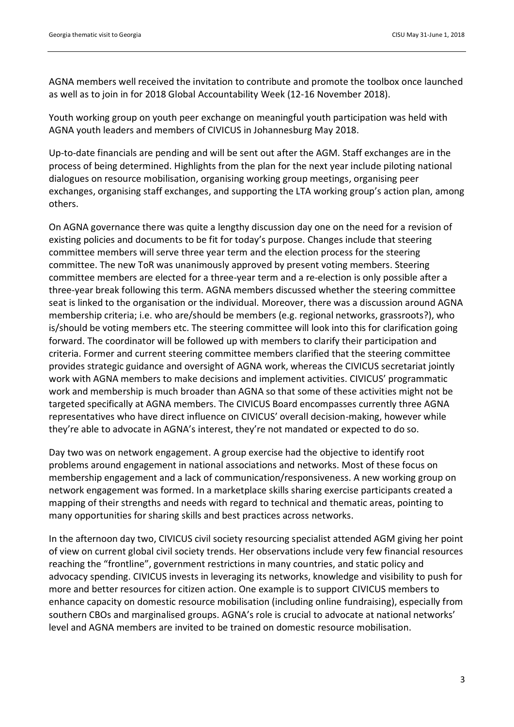AGNA members well received the invitation to contribute and promote the toolbox once launched as well as to join in for 2018 Global Accountability Week (12-16 November 2018).

Youth working group on youth peer exchange on meaningful youth participation was held with AGNA youth leaders and members of CIVICUS in Johannesburg May 2018.

Up-to-date financials are pending and will be sent out after the AGM. Staff exchanges are in the process of being determined. Highlights from the plan for the next year include piloting national dialogues on resource mobilisation, organising working group meetings, organising peer exchanges, organising staff exchanges, and supporting the LTA working group's action plan, among others.

On AGNA governance there was quite a lengthy discussion day one on the need for a revision of existing policies and documents to be fit for today's purpose. Changes include that steering committee members will serve three year term and the election process for the steering committee. The new ToR was unanimously approved by present voting members. Steering committee members are elected for a three-year term and a re-election is only possible after a three-year break following this term. AGNA members discussed whether the steering committee seat is linked to the organisation or the individual. Moreover, there was a discussion around AGNA membership criteria; i.e. who are/should be members (e.g. regional networks, grassroots?), who is/should be voting members etc. The steering committee will look into this for clarification going forward. The coordinator will be followed up with members to clarify their participation and criteria. Former and current steering committee members clarified that the steering committee provides strategic guidance and oversight of AGNA work, whereas the CIVICUS secretariat jointly work with AGNA members to make decisions and implement activities. CIVICUS' programmatic work and membership is much broader than AGNA so that some of these activities might not be targeted specifically at AGNA members. The CIVICUS Board encompasses currently three AGNA representatives who have direct influence on CIVICUS' overall decision-making, however while they're able to advocate in AGNA's interest, they're not mandated or expected to do so.

Day two was on network engagement. A group exercise had the objective to identify root problems around engagement in national associations and networks. Most of these focus on membership engagement and a lack of communication/responsiveness. A new working group on network engagement was formed. In a marketplace skills sharing exercise participants created a mapping of their strengths and needs with regard to technical and thematic areas, pointing to many opportunities for sharing skills and best practices across networks.

In the afternoon day two, CIVICUS civil society resourcing specialist attended AGM giving her point of view on current global civil society trends. Her observations include very few financial resources reaching the "frontline", government restrictions in many countries, and static policy and advocacy spending. CIVICUS invests in leveraging its networks, knowledge and visibility to push for more and better resources for citizen action. One example is to support CIVICUS members to enhance capacity on domestic resource mobilisation (including online fundraising), especially from southern CBOs and marginalised groups. AGNA's role is crucial to advocate at national networks' level and AGNA members are invited to be trained on domestic resource mobilisation.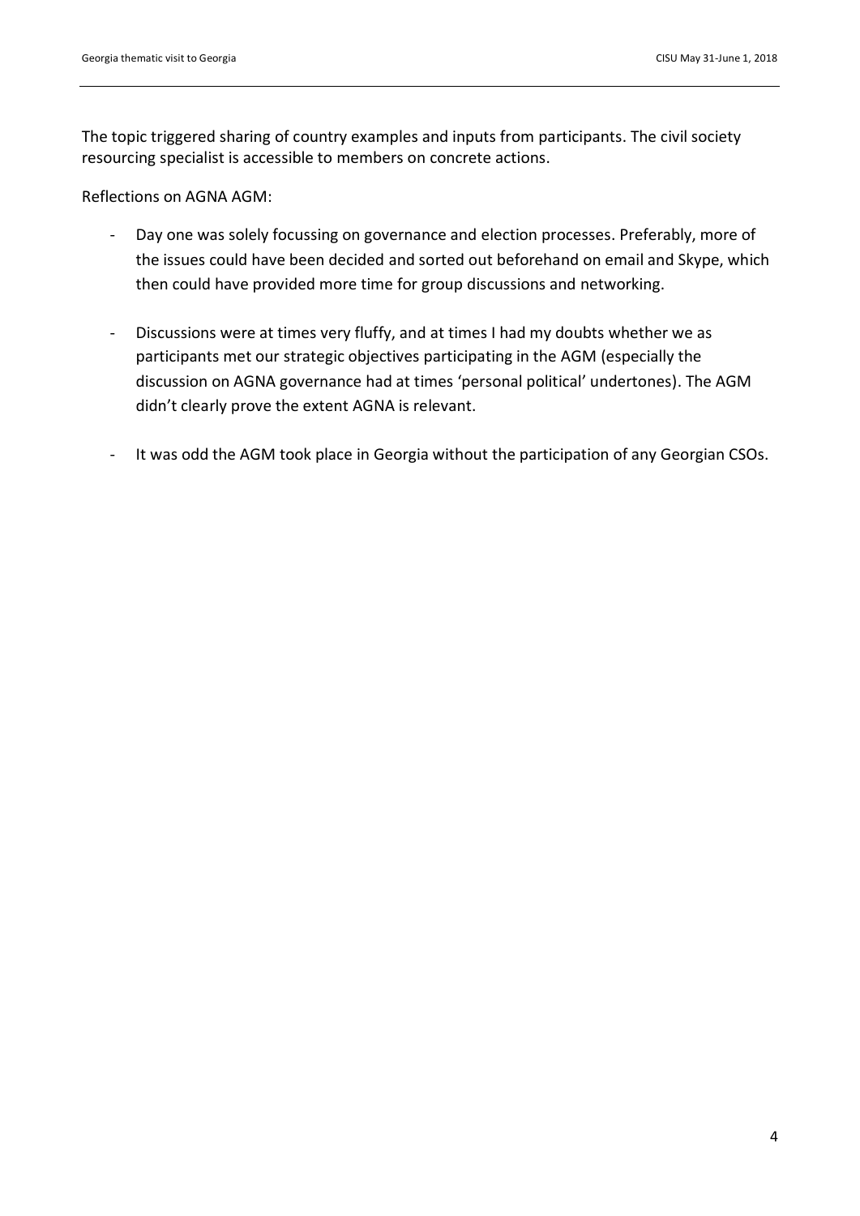The topic triggered sharing of country examples and inputs from participants. The civil society resourcing specialist is accessible to members on concrete actions.

Reflections on AGNA AGM:

- Day one was solely focussing on governance and election processes. Preferably, more of the issues could have been decided and sorted out beforehand on email and Skype, which then could have provided more time for group discussions and networking.

- Discussions were at times very fluffy, and at times I had my doubts whether we as participants met our strategic objectives participating in the AGM (especially the discussion on AGNA governance had at times 'personal political' undertones). The AGM didn't clearly prove the extent AGNA is relevant.

- It was odd the AGM took place in Georgia without the participation of any Georgian CSOs.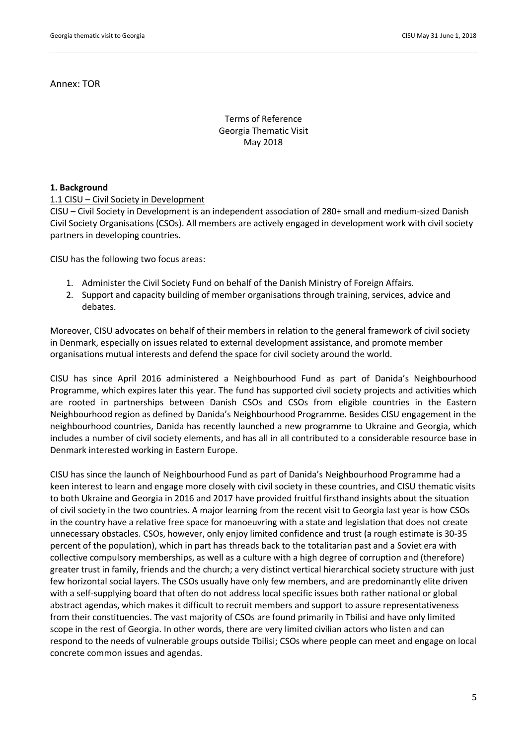Annex: TOR

Terms of Reference
Georgia Thematic Visit
May 2018

**1. Background**

1.1 CISU – Civil Society in Development

CISU – Civil Society in Development is an independent association of 280+ small and medium-sized Danish Civil Society Organisations (CSOs). All members are actively engaged in development work with civil society partners in developing countries.

CISU has the following two focus areas:

1. Administer the Civil Society Fund on behalf of the Danish Ministry of Foreign Affairs.
2. Support and capacity building of member organisations through training, services, advice and debates.

Moreover, CISU advocates on behalf of their members in relation to the general framework of civil society in Denmark, especially on issues related to external development assistance, and promote member organisations mutual interests and defend the space for civil society around the world.

CISU has since April 2016 administered a Neighbourhood Fund as part of Danida's Neighbourhood Programme, which expires later this year. The fund has supported civil society projects and activities which are rooted in partnerships between Danish CSOs and CSOs from eligible countries in the Eastern Neighbourhood region as defined by Danida's Neighbourhood Programme. Besides CISU engagement in the neighbourhood countries, Danida has recently launched a new programme to Ukraine and Georgia, which includes a number of civil society elements, and has all in all contributed to a considerable resource base in Denmark interested working in Eastern Europe.

CISU has since the launch of Neighbourhood Fund as part of Danida's Neighbourhood Programme had a keen interest to learn and engage more closely with civil society in these countries, and CISU thematic visits to both Ukraine and Georgia in 2016 and 2017 have provided fruitful firsthand insights about the situation of civil society in the two countries. A major learning from the recent visit to Georgia last year is how CSOs in the country have a relative free space for manoeuvring with a state and legislation that does not create unnecessary obstacles. CSOs, however, only enjoy limited confidence and trust (a rough estimate is 30-35 percent of the population), which in part has threads back to the totalitarian past and a Soviet era with collective compulsory memberships, as well as a culture with a high degree of corruption and (therefore) greater trust in family, friends and the church; a very distinct vertical hierarchical society structure with just few horizontal social layers. The CSOs usually have only few members, and are predominantly elite driven with a self-supplying board that often do not address local specific issues both rather national or global abstract agendas, which makes it difficult to recruit members and support to assure representativeness from their constituencies. The vast majority of CSOs are found primarily in Tbilisi and have only limited scope in the rest of Georgia. In other words, there are very limited civilian actors who listen and can respond to the needs of vulnerable groups outside Tbilisi; CSOs where people can meet and engage on local concrete common issues and agendas.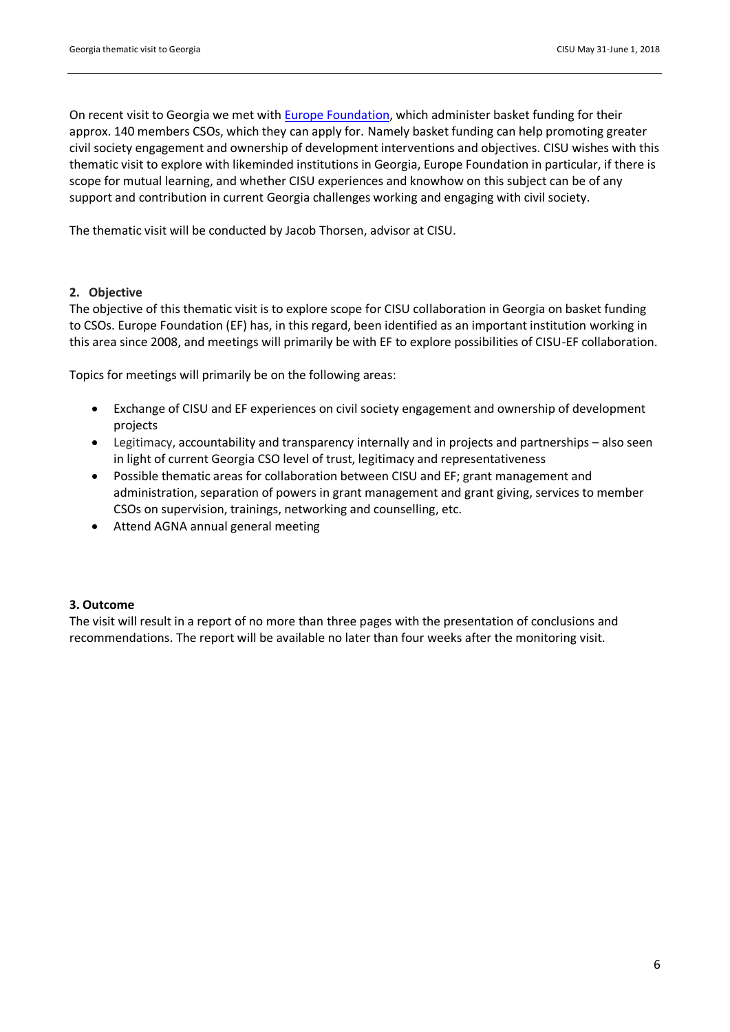On recent visit to Georgia we met with [Europe Foundation](), which administer basket funding for their approx. 140 members CSOs, which they can apply for. Namely basket funding can help promoting greater civil society engagement and ownership of development interventions and objectives. CISU wishes with this thematic visit to explore with likeminded institutions in Georgia, Europe Foundation in particular, if there is scope for mutual learning, and whether CISU experiences and knowhow on this subject can be of any support and contribution in current Georgia challenges working and engaging with civil society.

The thematic visit will be conducted by Jacob Thorsen, advisor at CISU.

## 2. Objective

The objective of this thematic visit is to explore scope for CISU collaboration in Georgia on basket funding to CSOs. Europe Foundation (EF) has, in this regard, been identified as an important institution working in this area since 2008, and meetings will primarily be with EF to explore possibilities of CISU-EF collaboration.

Topics for meetings will primarily be on the following areas:

- Exchange of CISU and EF experiences on civil society engagement and ownership of development projects
- Legitimacy, accountability and transparency internally and in projects and partnerships – also seen in light of current Georgia CSO level of trust, legitimacy and representativeness
- Possible thematic areas for collaboration between CISU and EF; grant management and administration, separation of powers in grant management and grant giving, services to member CSOs on supervision, trainings, networking and counselling, etc.
- Attend AGNA annual general meeting

## 3. Outcome

The visit will result in a report of no more than three pages with the presentation of conclusions and recommendations. The report will be available no later than four weeks after the monitoring visit.